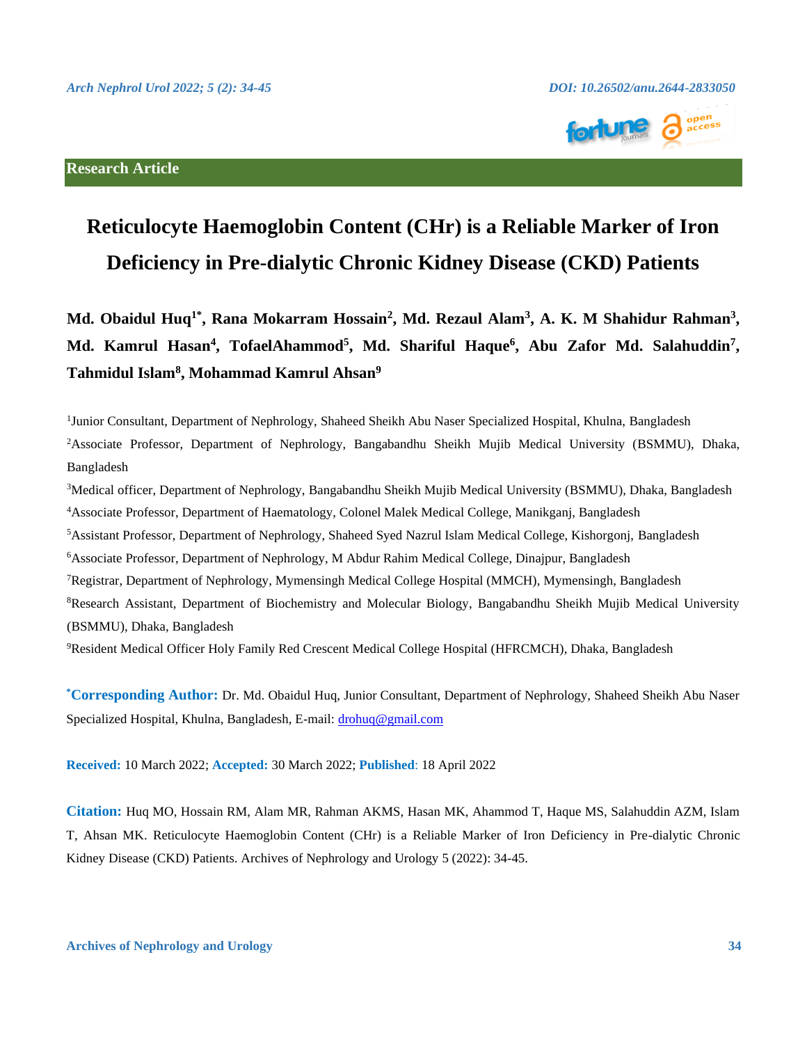Research Article

# Reticulocyte Haemoglobin Content (CHr) is a Reliable Marker of Iron Deficiency in Pre-dialytic Chronic Kidney Disease (CKD) Patients

**Md. Obaidul Huq[1*], Rana Mokarram Hossain[2], Md. Rezaul Alam[3], A. K. M Shahidur Rahman[3], Md. Kamrul Hasan[4], TofaelAhammod[5], Md. Shariful Haque[6], Abu Zafor Md. Salahuddin[7], Tahmidul Islam[8], Mohammad Kamrul Ahsan[9]**

[1]Junior Consultant, Department of Nephrology, Shaheed Sheikh Abu Naser Specialized Hospital, Khulna, Bangladesh

[2]Associate Professor, Department of Nephrology, Bangabandhu Sheikh Mujib Medical University (BSMMU), Dhaka, Bangladesh

[3]Medical officer, Department of Nephrology, Bangabandhu Sheikh Mujib Medical University (BSMMU), Dhaka, Bangladesh

[4]Associate Professor, Department of Haematology, Colonel Malek Medical College, Manikganj, Bangladesh

[5]Assistant Professor, Department of Nephrology, Shaheed Syed Nazrul Islam Medical College, Kishorgonj, Bangladesh

[6]Associate Professor, Department of Nephrology, M Abdur Rahim Medical College, Dinajpur, Bangladesh

[7]Registrar, Department of Nephrology, Mymensingh Medical College Hospital (MMCH), Mymensingh, Bangladesh

[8]Research Assistant, Department of Biochemistry and Molecular Biology, Bangabandhu Sheikh Mujib Medical University (BSMMU), Dhaka, Bangladesh

[9]Resident Medical Officer Holy Family Red Crescent Medical College Hospital (HFRCMCH), Dhaka, Bangladesh

**[*]Corresponding Author:** Dr. Md. Obaidul Huq, Junior Consultant, Department of Nephrology, Shaheed Sheikh Abu Naser Specialized Hospital, Khulna, Bangladesh, E-mail: drohuq@gmail.com

**Received:** 10 March 2022; **Accepted:** 30 March 2022; **Published**: 18 April 2022

**Citation:** Huq MO, Hossain RM, Alam MR, Rahman AKMS, Hasan MK, Ahammod T, Haque MS, Salahuddin AZM, Islam T, Ahsan MK. Reticulocyte Haemoglobin Content (CHr) is a Reliable Marker of Iron Deficiency in Pre-dialytic Chronic Kidney Disease (CKD) Patients. Archives of Nephrology and Urology 5 (2022): 34-45.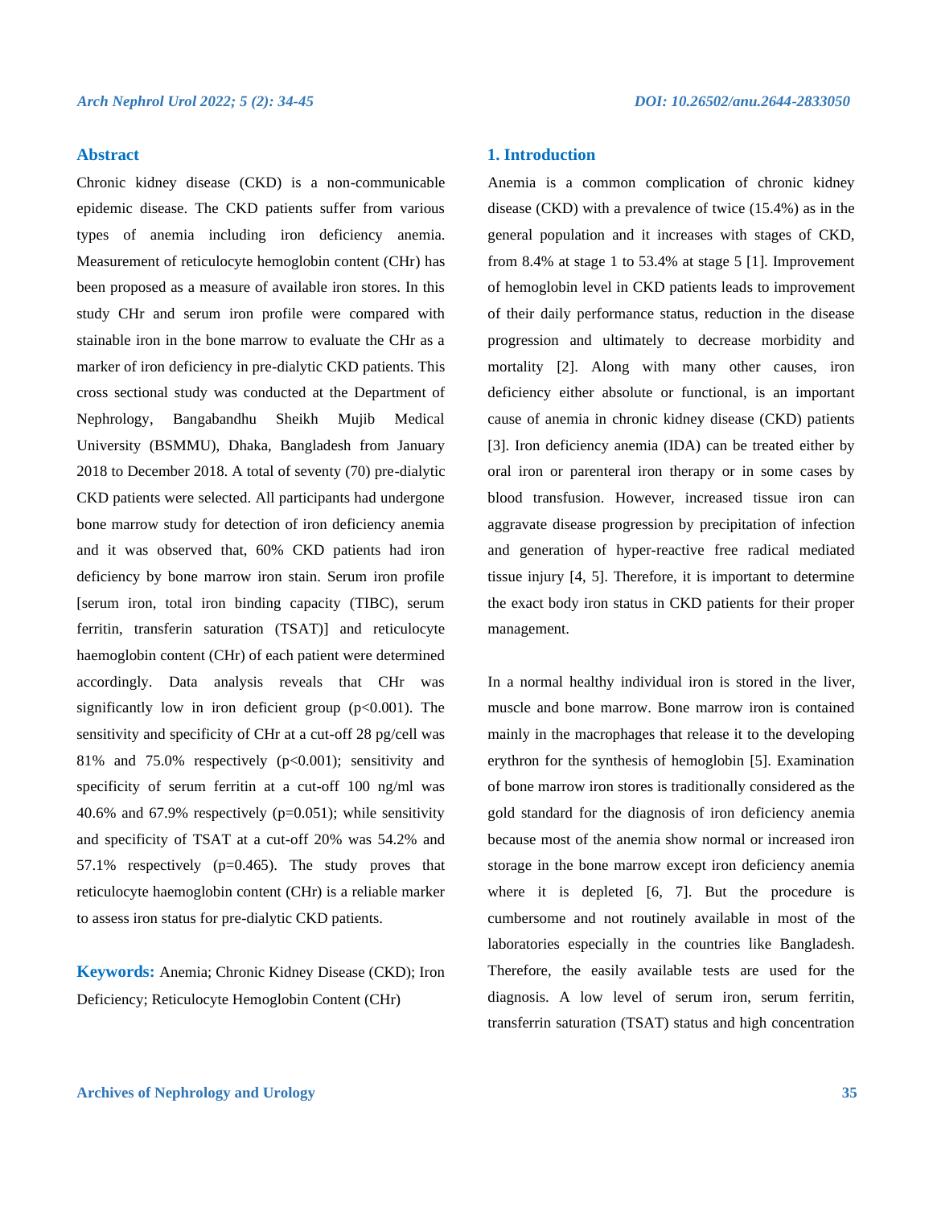## Abstract

Chronic kidney disease (CKD) is a non-communicable epidemic disease. The CKD patients suffer from various types of anemia including iron deficiency anemia. Measurement of reticulocyte hemoglobin content (CHr) has been proposed as a measure of available iron stores. In this study CHr and serum iron profile were compared with stainable iron in the bone marrow to evaluate the CHr as a marker of iron deficiency in pre-dialytic CKD patients. This cross sectional study was conducted at the Department of Nephrology, Bangabandhu Sheikh Mujib Medical University (BSMMU), Dhaka, Bangladesh from January 2018 to December 2018. A total of seventy (70) pre-dialytic CKD patients were selected. All participants had undergone bone marrow study for detection of iron deficiency anemia and it was observed that, 60% CKD patients had iron deficiency by bone marrow iron stain. Serum iron profile [serum iron, total iron binding capacity (TIBC), serum ferritin, transferin saturation (TSAT)] and reticulocyte haemoglobin content (CHr) of each patient were determined accordingly. Data analysis reveals that CHr was significantly low in iron deficient group ($p<0.001$). The sensitivity and specificity of CHr at a cut-off 28 pg/cell was 81% and 75.0% respectively ($p<0.001$); sensitivity and specificity of serum ferritin at a cut-off 100 ng/ml was 40.6% and 67.9% respectively ($p=0.051$); while sensitivity and specificity of TSAT at a cut-off 20% was 54.2% and 57.1% respectively ($p=0.465$). The study proves that reticulocyte haemoglobin content (CHr) is a reliable marker to assess iron status for pre-dialytic CKD patients.

**Keywords:** Anemia; Chronic Kidney Disease (CKD); Iron Deficiency; Reticulocyte Hemoglobin Content (CHr)

## 1. Introduction

Anemia is a common complication of chronic kidney disease (CKD) with a prevalence of twice (15.4%) as in the general population and it increases with stages of CKD, from 8.4% at stage 1 to 53.4% at stage 5 [1]. Improvement of hemoglobin level in CKD patients leads to improvement of their daily performance status, reduction in the disease progression and ultimately to decrease morbidity and mortality [2]. Along with many other causes, iron deficiency either absolute or functional, is an important cause of anemia in chronic kidney disease (CKD) patients [3]. Iron deficiency anemia (IDA) can be treated either by oral iron or parenteral iron therapy or in some cases by blood transfusion. However, increased tissue iron can aggravate disease progression by precipitation of infection and generation of hyper-reactive free radical mediated tissue injury [4, 5]. Therefore, it is important to determine the exact body iron status in CKD patients for their proper management.

In a normal healthy individual iron is stored in the liver, muscle and bone marrow. Bone marrow iron is contained mainly in the macrophages that release it to the developing erythron for the synthesis of hemoglobin [5]. Examination of bone marrow iron stores is traditionally considered as the gold standard for the diagnosis of iron deficiency anemia because most of the anemia show normal or increased iron storage in the bone marrow except iron deficiency anemia where it is depleted [6, 7]. But the procedure is cumbersome and not routinely available in most of the laboratories especially in the countries like Bangladesh. Therefore, the easily available tests are used for the diagnosis. A low level of serum iron, serum ferritin, transferrin saturation (TSAT) status and high concentration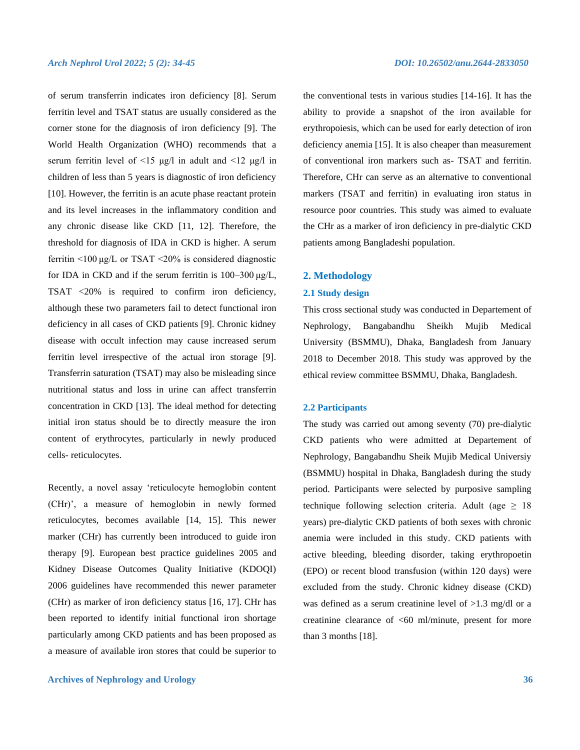of serum transferrin indicates iron deficiency [8]. Serum ferritin level and TSAT status are usually considered as the corner stone for the diagnosis of iron deficiency [9]. The World Health Organization (WHO) recommends that a serum ferritin level of <15 µg/l in adult and <12 µg/l in children of less than 5 years is diagnostic of iron deficiency [10]. However, the ferritin is an acute phase reactant protein and its level increases in the inflammatory condition and any chronic disease like CKD [11, 12]. Therefore, the threshold for diagnosis of IDA in CKD is higher. A serum ferritin <100 µg/L or TSAT <20% is considered diagnostic for IDA in CKD and if the serum ferritin is 100–300 µg/L, TSAT <20% is required to confirm iron deficiency, although these two parameters fail to detect functional iron deficiency in all cases of CKD patients [9]. Chronic kidney disease with occult infection may cause increased serum ferritin level irrespective of the actual iron storage [9]. Transferrin saturation (TSAT) may also be misleading since nutritional status and loss in urine can affect transferrin concentration in CKD [13]. The ideal method for detecting initial iron status should be to directly measure the iron content of erythrocytes, particularly in newly produced cells- reticulocytes.

Recently, a novel assay 'reticulocyte hemoglobin content (CHr)', a measure of hemoglobin in newly formed reticulocytes, becomes available [14, 15]. This newer marker (CHr) has currently been introduced to guide iron therapy [9]. European best practice guidelines 2005 and Kidney Disease Outcomes Quality Initiative (KDOQI) 2006 guidelines have recommended this newer parameter (CHr) as marker of iron deficiency status [16, 17]. CHr has been reported to identify initial functional iron shortage particularly among CKD patients and has been proposed as a measure of available iron stores that could be superior to the conventional tests in various studies [14-16]. It has the ability to provide a snapshot of the iron available for erythropoiesis, which can be used for early detection of iron deficiency anemia [15]. It is also cheaper than measurement of conventional iron markers such as- TSAT and ferritin. Therefore, CHr can serve as an alternative to conventional markers (TSAT and ferritin) in evaluating iron status in resource poor countries. This study was aimed to evaluate the CHr as a marker of iron deficiency in pre-dialytic CKD patients among Bangladeshi population.

## 2. Methodology

### 2.1 Study design

This cross sectional study was conducted in Departement of Nephrology, Bangabandhu Sheikh Mujib Medical University (BSMMU), Dhaka, Bangladesh from January 2018 to December 2018. This study was approved by the ethical review committee BSMMU, Dhaka, Bangladesh.

### 2.2 Participants

The study was carried out among seventy (70) pre-dialytic CKD patients who were admitted at Departement of Nephrology, Bangabandhu Sheik Mujib Medical Universiy (BSMMU) hospital in Dhaka, Bangladesh during the study period. Participants were selected by purposive sampling technique following selection criteria. Adult (age ≥ 18 years) pre-dialytic CKD patients of both sexes with chronic anemia were included in this study. CKD patients with active bleeding, bleeding disorder, taking erythropoetin (EPO) or recent blood transfusion (within 120 days) were excluded from the study. Chronic kidney disease (CKD) was defined as a serum creatinine level of >1.3 mg/dl or a creatinine clearance of <60 ml/minute, present for more than 3 months [18].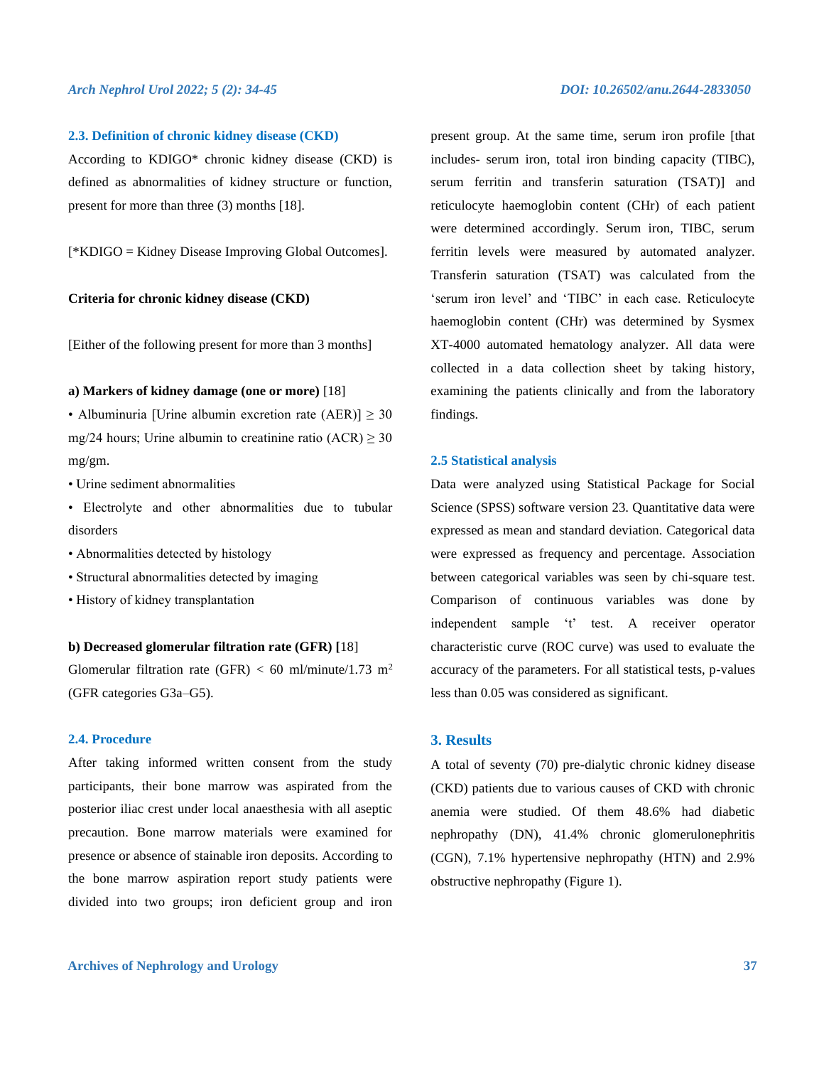### 2.3. Definition of chronic kidney disease (CKD)

According to KDIGO* chronic kidney disease (CKD) is defined as abnormalities of kidney structure or function, present for more than three (3) months [18].

[*KDIGO = Kidney Disease Improving Global Outcomes].

**Criteria for chronic kidney disease (CKD)**

[Either of the following present for more than 3 months]

**a) Markers of kidney damage (one or more)** [18]

- Albuminuria [Urine albumin excretion rate (AER)] ≥ 30 mg/24 hours; Urine albumin to creatinine ratio (ACR) ≥ 30 mg/gm.
- Urine sediment abnormalities
- Electrolyte and other abnormalities due to tubular disorders
- Abnormalities detected by histology
- Structural abnormalities detected by imaging
- History of kidney transplantation

**b) Decreased glomerular filtration rate (GFR) [**18]

Glomerular filtration rate (GFR) < 60 ml/minute/1.73 $m^2$ (GFR categories G3a–G5).

### 2.4. Procedure

After taking informed written consent from the study participants, their bone marrow was aspirated from the posterior iliac crest under local anaesthesia with all aseptic precaution. Bone marrow materials were examined for presence or absence of stainable iron deposits. According to the bone marrow aspiration report study patients were divided into two groups; iron deficient group and iron present group. At the same time, serum iron profile [that includes- serum iron, total iron binding capacity (TIBC), serum ferritin and transferin saturation (TSAT)] and reticulocyte haemoglobin content (CHr) of each patient were determined accordingly. Serum iron, TIBC, serum ferritin levels were measured by automated analyzer. Transferin saturation (TSAT) was calculated from the 'serum iron level' and 'TIBC' in each case. Reticulocyte haemoglobin content (CHr) was determined by Sysmex XT-4000 automated hematology analyzer. All data were collected in a data collection sheet by taking history, examining the patients clinically and from the laboratory findings.

### 2.5 Statistical analysis

Data were analyzed using Statistical Package for Social Science (SPSS) software version 23. Quantitative data were expressed as mean and standard deviation. Categorical data were expressed as frequency and percentage. Association between categorical variables was seen by chi-square test. Comparison of continuous variables was done by independent sample 't' test. A receiver operator characteristic curve (ROC curve) was used to evaluate the accuracy of the parameters. For all statistical tests, p-values less than 0.05 was considered as significant.

## 3. Results

A total of seventy (70) pre-dialytic chronic kidney disease (CKD) patients due to various causes of CKD with chronic anemia were studied. Of them 48.6% had diabetic nephropathy (DN), 41.4% chronic glomerulonephritis (CGN), 7.1% hypertensive nephropathy (HTN) and 2.9% obstructive nephropathy (Figure 1).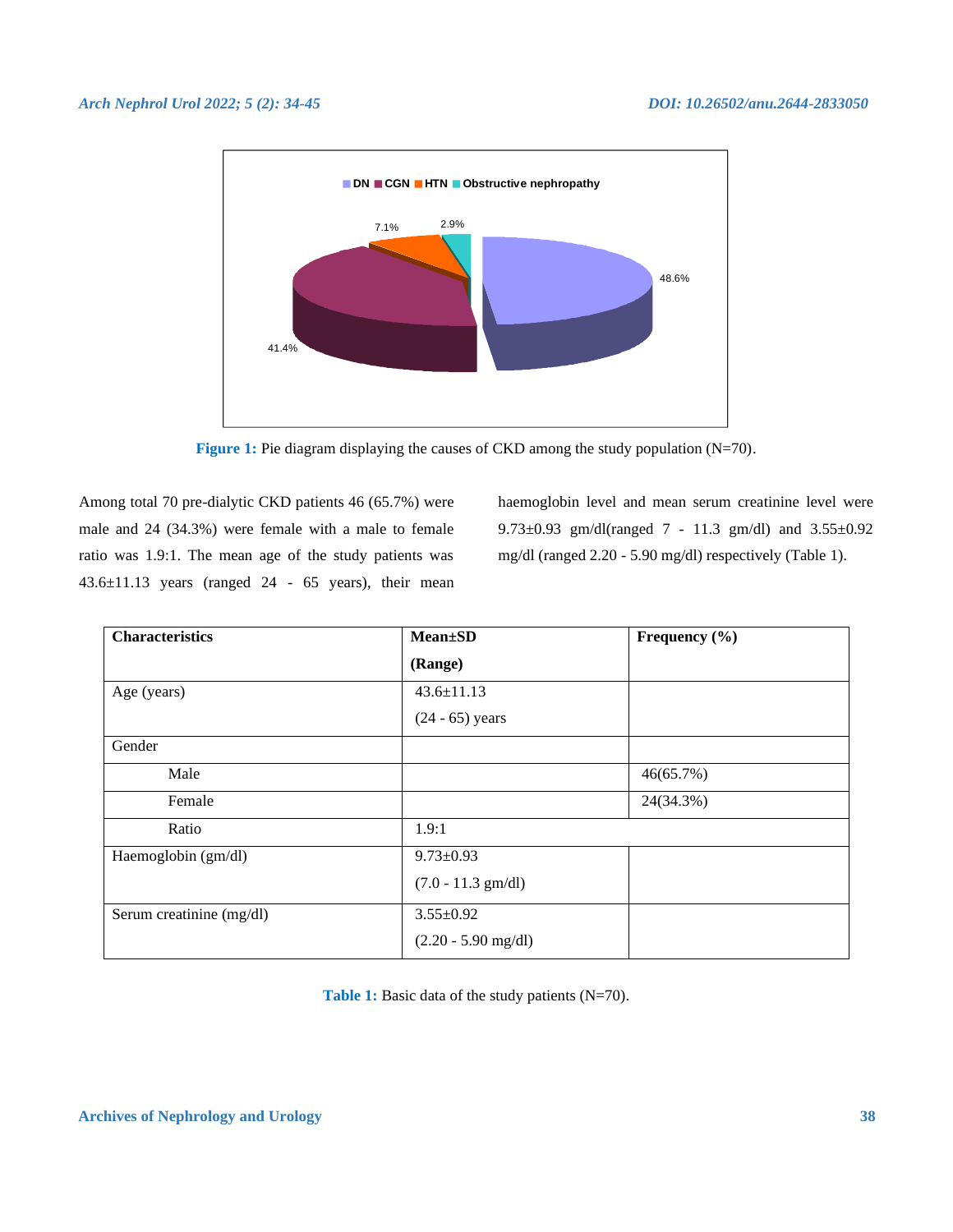Figure 1: Pie diagram displaying the causes of CKD among the study population (N=70).

Among total 70 pre-dialytic CKD patients 46 (65.7%) were male and 24 (34.3%) were female with a male to female ratio was 1.9:1. The mean age of the study patients was 43.6±11.13 years (ranged 24 - 65 years), their mean haemoglobin level and mean serum creatinine level were 9.73±0.93 gm/dl(ranged 7 - 11.3 gm/dl) and 3.55±0.92 mg/dl (ranged 2.20 - 5.90 mg/dl) respectively (Table 1).

| **Characteristics** | **Mean±SD (Range)** | **Frequency (%)** |
|---|---|---|
| Age (years) | 43.6±11.13 (24 - 65) years | |
| Gender | | |
| Male | | 46(65.7%) |
| Female | | 24(34.3%) |
| Ratio | 1.9:1 | |
| Haemoglobin (gm/dl) | 9.73±0.93 (7.0 - 11.3 gm/dl) | |
| Serum creatinine (mg/dl) | 3.55±0.92 (2.20 - 5.90 mg/dl) | |

Table 1: Basic data of the study patients (N=70).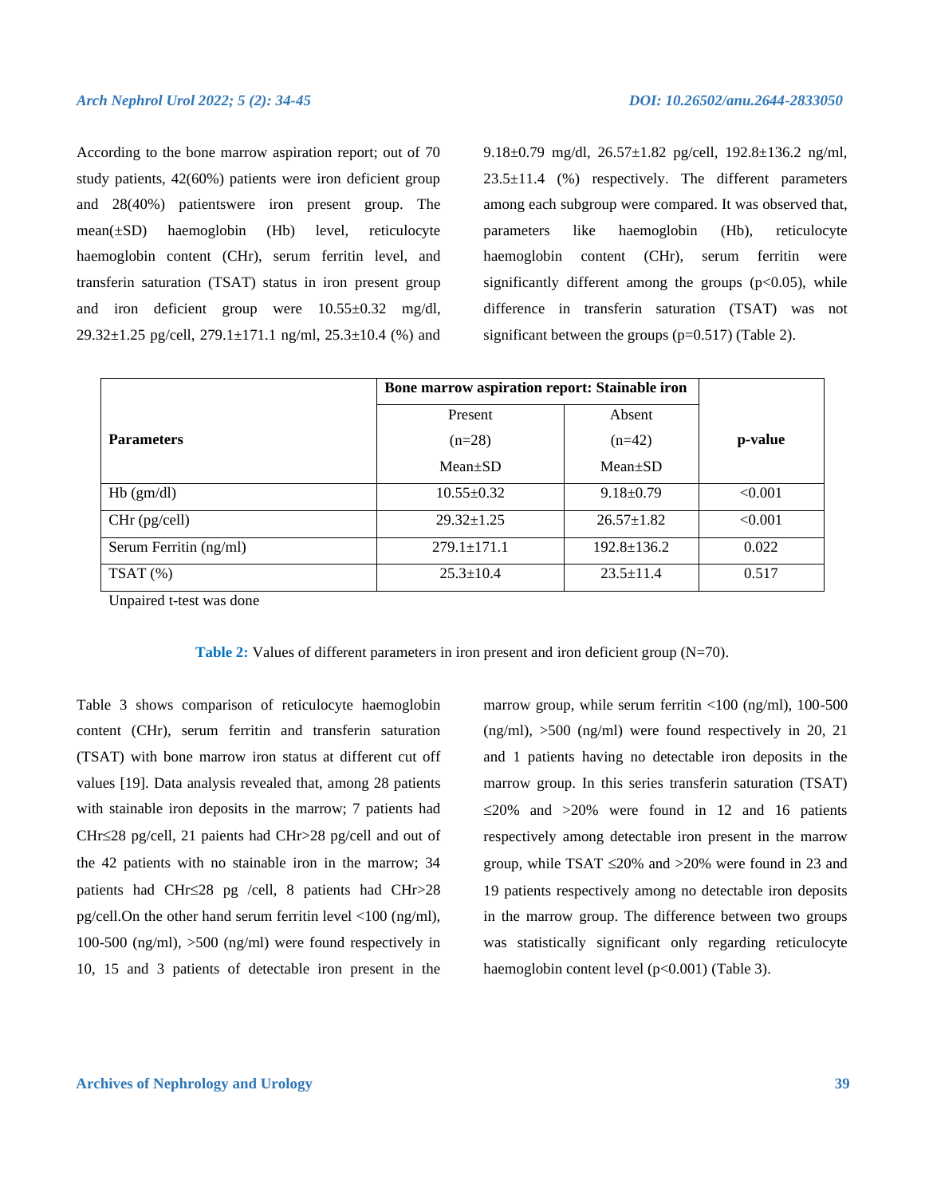According to the bone marrow aspiration report; out of 70 study patients, 42(60%) patients were iron deficient group and 28(40%) patientswere iron present group. The mean(±SD) haemoglobin (Hb) level, reticulocyte haemoglobin content (CHr), serum ferritin level, and transferin saturation (TSAT) status in iron present group and iron deficient group were 10.55±0.32 mg/dl, 29.32±1.25 pg/cell, 279.1±171.1 ng/ml, 25.3±10.4 (%) and 9.18±0.79 mg/dl, 26.57±1.82 pg/cell, 192.8±136.2 ng/ml, 23.5±11.4 (%) respectively. The different parameters among each subgroup were compared. It was observed that, parameters like haemoglobin (Hb), reticulocyte haemoglobin content (CHr), serum ferritin were significantly different among the groups ($p<0.05$), while difference in transferin saturation (TSAT) was not significant between the groups ($p=0.517$) (Table 2).

| **Parameters** | **Bone marrow aspiration report: Stainable iron** | | **p-value** |
|---|---|---|---|
| | Present (n=28) Mean±SD | Absent (n=42) Mean±SD | |
| Hb (gm/dl) | 10.55±0.32 | 9.18±0.79 | <0.001 |
| CHr (pg/cell) | 29.32±1.25 | 26.57±1.82 | <0.001 |
| Serum Ferritin (ng/ml) | 279.1±171.1 | 192.8±136.2 | 0.022 |
| TSAT (%) | 25.3±10.4 | 23.5±11.4 | 0.517 |

Unpaired t-test was done

**Table 2:** Values of different parameters in iron present and iron deficient group (N=70).

Table 3 shows comparison of reticulocyte haemoglobin content (CHr), serum ferritin and transferin saturation (TSAT) with bone marrow iron status at different cut off values [19]. Data analysis revealed that, among 28 patients with stainable iron deposits in the marrow; 7 patients had CHr≤28 pg/cell, 21 paients had CHr>28 pg/cell and out of the 42 patients with no stainable iron in the marrow; 34 patients had CHr≤28 pg /cell, 8 patients had CHr>28 pg/cell.On the other hand serum ferritin level <100 (ng/ml), 100-500 (ng/ml), >500 (ng/ml) were found respectively in 10, 15 and 3 patients of detectable iron present in the marrow group, while serum ferritin <100 (ng/ml), 100-500 (ng/ml), >500 (ng/ml) were found respectively in 20, 21 and 1 patients having no detectable iron deposits in the marrow group. In this series transferin saturation (TSAT) ≤20% and >20% were found in 12 and 16 patients respectively among detectable iron present in the marrow group, while TSAT ≤20% and >20% were found in 23 and 19 patients respectively among no detectable iron deposits in the marrow group. The difference between two groups was statistically significant only regarding reticulocyte haemoglobin content level ($p<0.001$) (Table 3).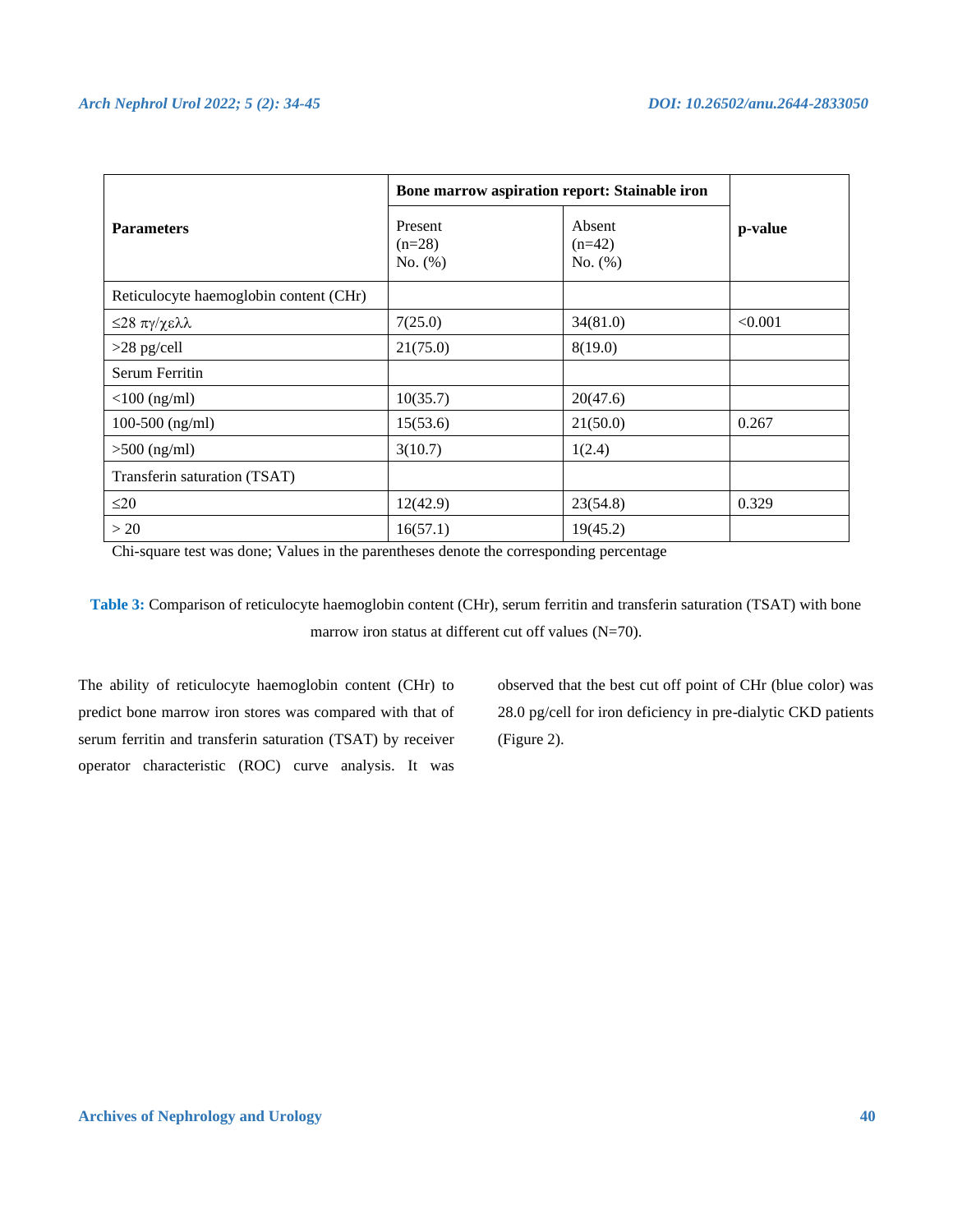| Parameters | Bone marrow aspiration report: Stainable iron | | p-value |
|---|---|---|---|
| | Present (n=28) No. (%) | Absent (n=42) No. (%) | |
| Reticulocyte haemoglobin content (CHr) | | | |
| ≤28 πγ/χελλ | 7(25.0) | 34(81.0) | <0.001 |
| >28 pg/cell | 21(75.0) | 8(19.0) | |
| Serum Ferritin | | | |
| <100 (ng/ml) | 10(35.7) | 20(47.6) | |
| 100-500 (ng/ml) | 15(53.6) | 21(50.0) | 0.267 |
| >500 (ng/ml) | 3(10.7) | 1(2.4) | |
| Transferin saturation (TSAT) | | | |
| ≤20 | 12(42.9) | 23(54.8) | 0.329 |
| > 20 | 16(57.1) | 19(45.2) | |

Chi-square test was done; Values in the parentheses denote the corresponding percentage

**Table 3:** Comparison of reticulocyte haemoglobin content (CHr), serum ferritin and transferin saturation (TSAT) with bone marrow iron status at different cut off values (N=70).

The ability of reticulocyte haemoglobin content (CHr) to predict bone marrow iron stores was compared with that of serum ferritin and transferin saturation (TSAT) by receiver operator characteristic (ROC) curve analysis. It was observed that the best cut off point of CHr (blue color) was 28.0 pg/cell for iron deficiency in pre-dialytic CKD patients (Figure 2).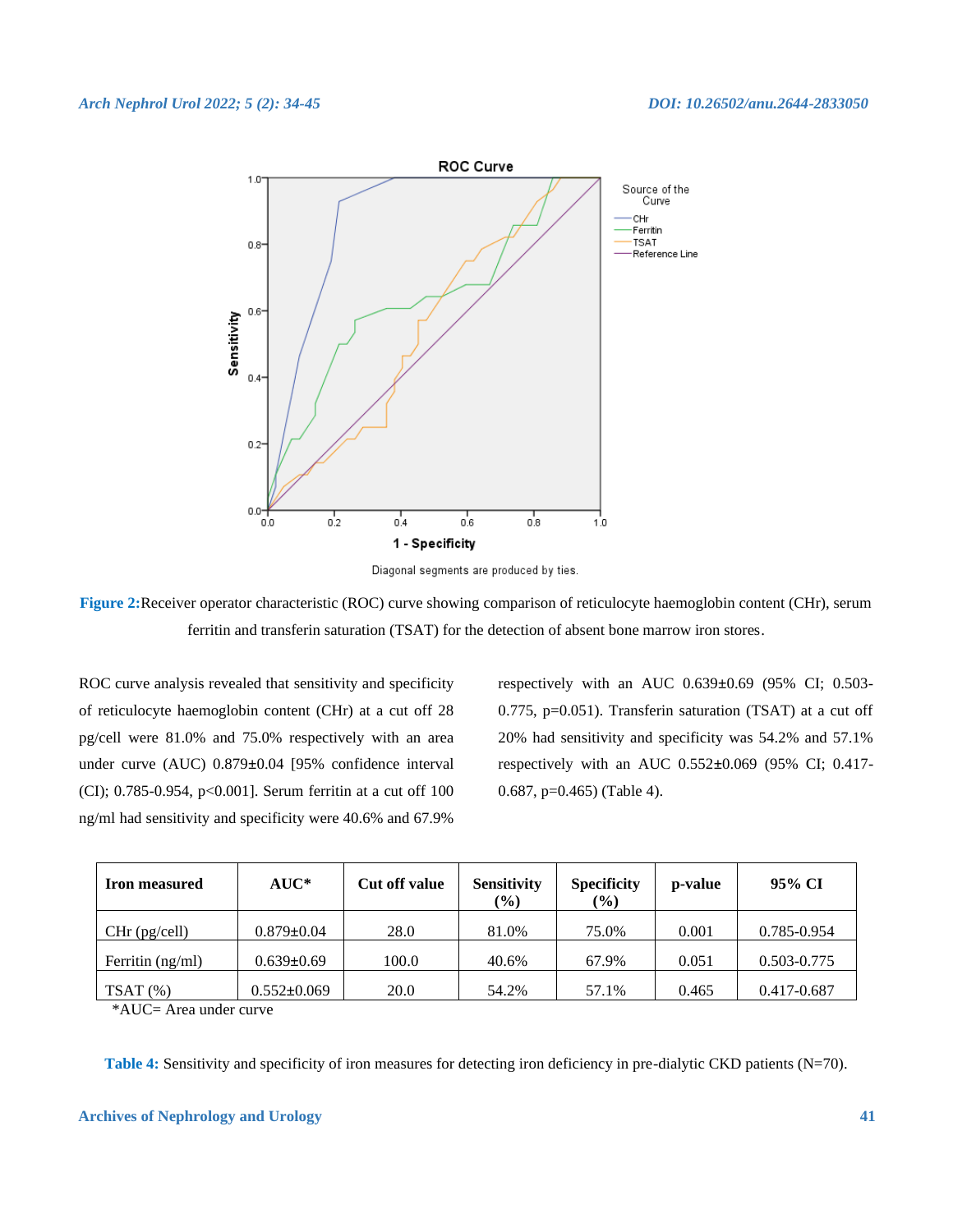Figure 2: Receiver operator characteristic (ROC) curve showing comparison of reticulocyte haemoglobin content (CHr), serum ferritin and transferin saturation (TSAT) for the detection of absent bone marrow iron stores.

ROC curve analysis revealed that sensitivity and specificity of reticulocyte haemoglobin content (CHr) at a cut off 28 pg/cell were 81.0% and 75.0% respectively with an area under curve (AUC) 0.879±0.04 [95% confidence interval (CI); 0.785-0.954, p<0.001]. Serum ferritin at a cut off 100 ng/ml had sensitivity and specificity were 40.6% and 67.9% respectively with an AUC 0.639±0.69 (95% CI; 0.503-0.775, p=0.051). Transferin saturation (TSAT) at a cut off 20% had sensitivity and specificity was 54.2% and 57.1% respectively with an AUC 0.552±0.069 (95% CI; 0.417-0.687, p=0.465) (Table 4).

| Iron measured | AUC* | Cut off value | Sensitivity (%) | Specificity (%) | p-value | 95% CI |
|---|---|---|---|---|---|---|
| CHr (pg/cell) | 0.879±0.04 | 28.0 | 81.0% | 75.0% | 0.001 | 0.785-0.954 |
| Ferritin (ng/ml) | 0.639±0.69 | 100.0 | 40.6% | 67.9% | 0.051 | 0.503-0.775 |
| TSAT (%) | 0.552±0.069 | 20.0 | 54.2% | 57.1% | 0.465 | 0.417-0.687 |

*AUC= Area under curve

Table 4: Sensitivity and specificity of iron measures for detecting iron deficiency in pre-dialytic CKD patients (N=70).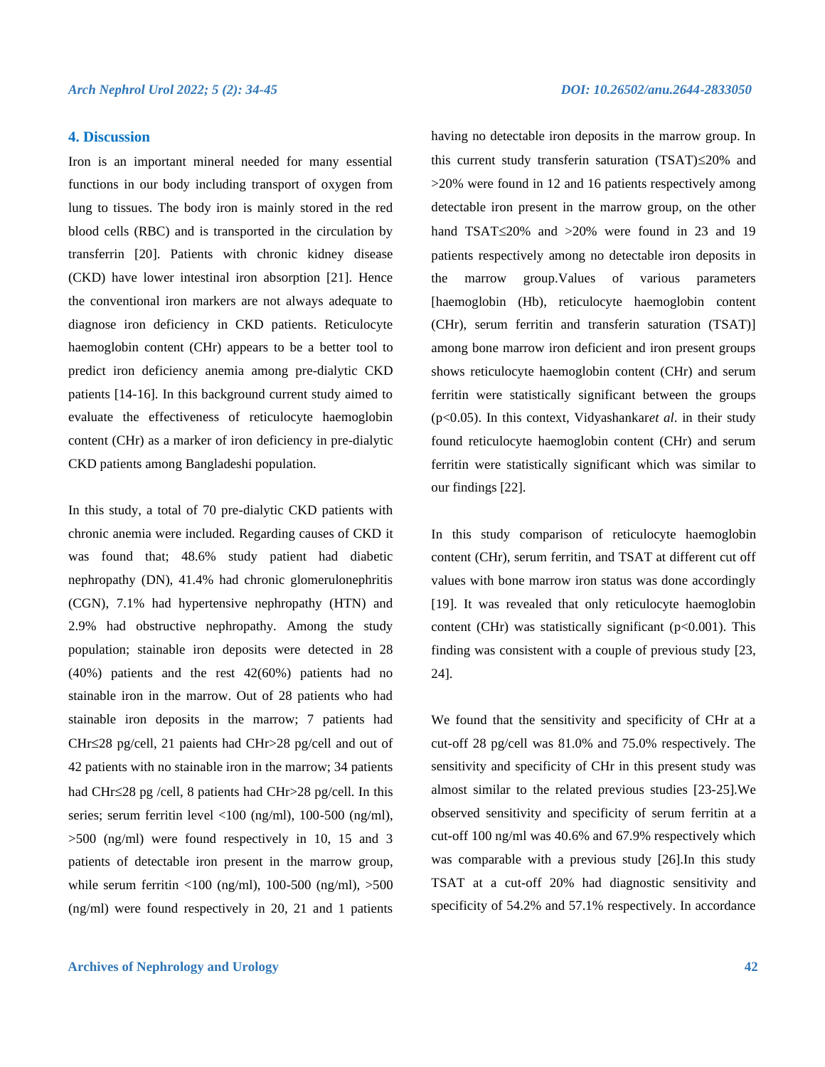## 4. Discussion

Iron is an important mineral needed for many essential functions in our body including transport of oxygen from lung to tissues. The body iron is mainly stored in the red blood cells (RBC) and is transported in the circulation by transferrin [20]. Patients with chronic kidney disease (CKD) have lower intestinal iron absorption [21]. Hence the conventional iron markers are not always adequate to diagnose iron deficiency in CKD patients. Reticulocyte haemoglobin content (CHr) appears to be a better tool to predict iron deficiency anemia among pre-dialytic CKD patients [14-16]. In this background current study aimed to evaluate the effectiveness of reticulocyte haemoglobin content (CHr) as a marker of iron deficiency in pre-dialytic CKD patients among Bangladeshi population.

In this study, a total of 70 pre-dialytic CKD patients with chronic anemia were included. Regarding causes of CKD it was found that; 48.6% study patient had diabetic nephropathy (DN), 41.4% had chronic glomerulonephritis (CGN), 7.1% had hypertensive nephropathy (HTN) and 2.9% had obstructive nephropathy. Among the study population; stainable iron deposits were detected in 28 (40%) patients and the rest 42(60%) patients had no stainable iron in the marrow. Out of 28 patients who had stainable iron deposits in the marrow; 7 patients had CHr≤28 pg/cell, 21 paients had CHr>28 pg/cell and out of 42 patients with no stainable iron in the marrow; 34 patients had CHr≤28 pg /cell, 8 patients had CHr>28 pg/cell. In this series; serum ferritin level <100 (ng/ml), 100-500 (ng/ml), >500 (ng/ml) were found respectively in 10, 15 and 3 patients of detectable iron present in the marrow group, while serum ferritin <100 (ng/ml), 100-500 (ng/ml), >500 (ng/ml) were found respectively in 20, 21 and 1 patients having no detectable iron deposits in the marrow group. In this current study transferin saturation (TSAT)≤20% and >20% were found in 12 and 16 patients respectively among detectable iron present in the marrow group, on the other hand TSAT≤20% and >20% were found in 23 and 19 patients respectively among no detectable iron deposits in the marrow group.Values of various parameters [haemoglobin (Hb), reticulocyte haemoglobin content (CHr), serum ferritin and transferin saturation (TSAT)] among bone marrow iron deficient and iron present groups shows reticulocyte haemoglobin content (CHr) and serum ferritin were statistically significant between the groups ($p<0.05$). In this context, Vidyashankar*et al*. in their study found reticulocyte haemoglobin content (CHr) and serum ferritin were statistically significant which was similar to our findings [22].

In this study comparison of reticulocyte haemoglobin content (CHr), serum ferritin, and TSAT at different cut off values with bone marrow iron status was done accordingly [19]. It was revealed that only reticulocyte haemoglobin content (CHr) was statistically significant ($p<0.001$). This finding was consistent with a couple of previous study [23, 24].

We found that the sensitivity and specificity of CHr at a cut-off 28 pg/cell was 81.0% and 75.0% respectively. The sensitivity and specificity of CHr in this present study was almost similar to the related previous studies [23-25].We observed sensitivity and specificity of serum ferritin at a cut-off 100 ng/ml was 40.6% and 67.9% respectively which was comparable with a previous study [26].In this study TSAT at a cut-off 20% had diagnostic sensitivity and specificity of 54.2% and 57.1% respectively. In accordance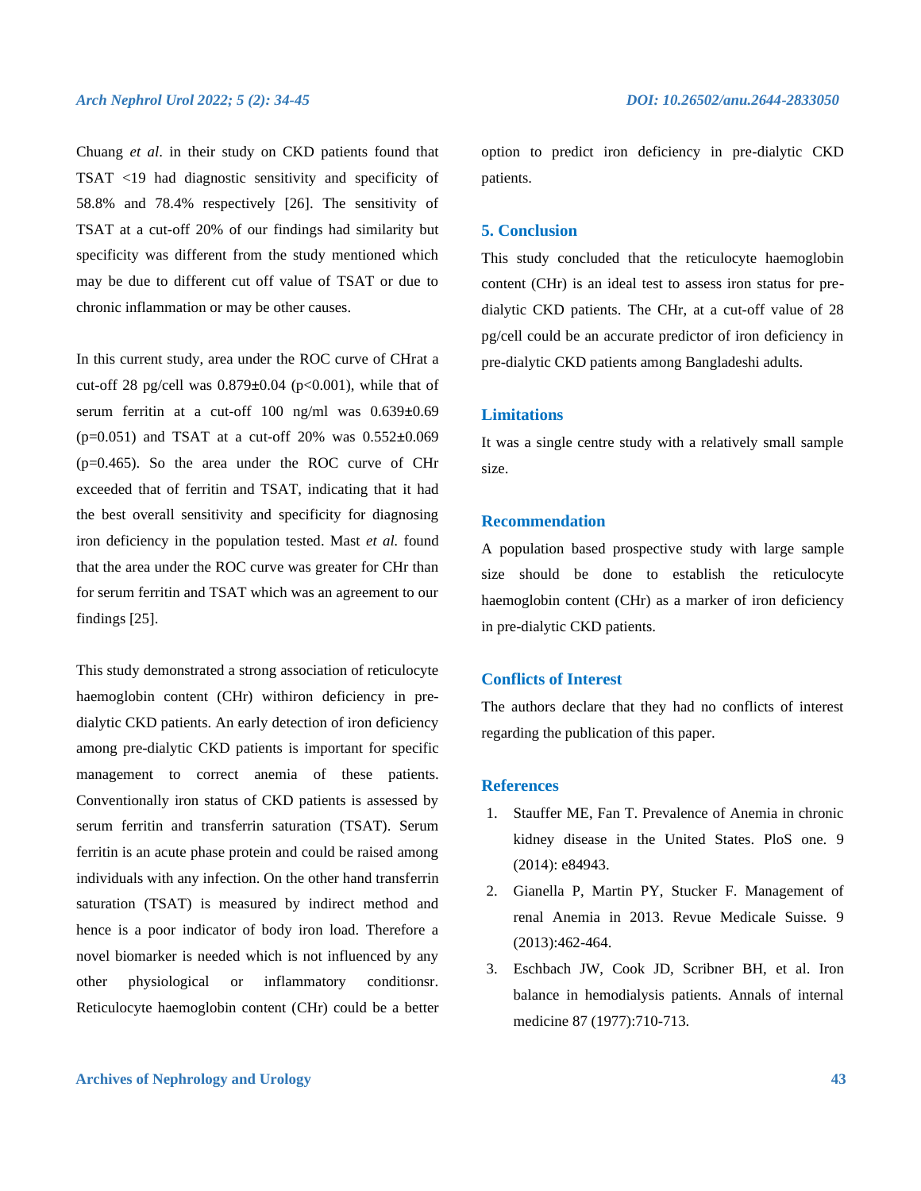Chuang *et al*. in their study on CKD patients found that TSAT <19 had diagnostic sensitivity and specificity of 58.8% and 78.4% respectively [26]. The sensitivity of TSAT at a cut-off 20% of our findings had similarity but specificity was different from the study mentioned which may be due to different cut off value of TSAT or due to chronic inflammation or may be other causes.

In this current study, area under the ROC curve of CHrat a cut-off 28 pg/cell was 0.879±0.04 (p<0.001), while that of serum ferritin at a cut-off 100 ng/ml was 0.639±0.69 (p=0.051) and TSAT at a cut-off 20% was 0.552±0.069 (p=0.465). So the area under the ROC curve of CHr exceeded that of ferritin and TSAT, indicating that it had the best overall sensitivity and specificity for diagnosing iron deficiency in the population tested. Mast *et al.* found that the area under the ROC curve was greater for CHr than for serum ferritin and TSAT which was an agreement to our findings [25].

This study demonstrated a strong association of reticulocyte haemoglobin content (CHr) withiron deficiency in pre-dialytic CKD patients. An early detection of iron deficiency among pre-dialytic CKD patients is important for specific management to correct anemia of these patients. Conventionally iron status of CKD patients is assessed by serum ferritin and transferrin saturation (TSAT). Serum ferritin is an acute phase protein and could be raised among individuals with any infection. On the other hand transferrin saturation (TSAT) is measured by indirect method and hence is a poor indicator of body iron load. Therefore a novel biomarker is needed which is not influenced by any other physiological or inflammatory conditionsr. Reticulocyte haemoglobin content (CHr) could be a better option to predict iron deficiency in pre-dialytic CKD patients.

## 5. Conclusion

This study concluded that the reticulocyte haemoglobin content (CHr) is an ideal test to assess iron status for pre-dialytic CKD patients. The CHr, at a cut-off value of 28 pg/cell could be an accurate predictor of iron deficiency in pre-dialytic CKD patients among Bangladeshi adults.

## Limitations

It was a single centre study with a relatively small sample size.

## Recommendation

A population based prospective study with large sample size should be done to establish the reticulocyte haemoglobin content (CHr) as a marker of iron deficiency in pre-dialytic CKD patients.

## Conflicts of Interest

The authors declare that they had no conflicts of interest regarding the publication of this paper.

## References

1. Stauffer ME, Fan T. Prevalence of Anemia in chronic kidney disease in the United States. PloS one. 9 (2014): e84943.
2. Gianella P, Martin PY, Stucker F. Management of renal Anemia in 2013. Revue Medicale Suisse. 9 (2013):462-464.
3. Eschbach JW, Cook JD, Scribner BH, et al. Iron balance in hemodialysis patients. Annals of internal medicine 87 (1977):710-713.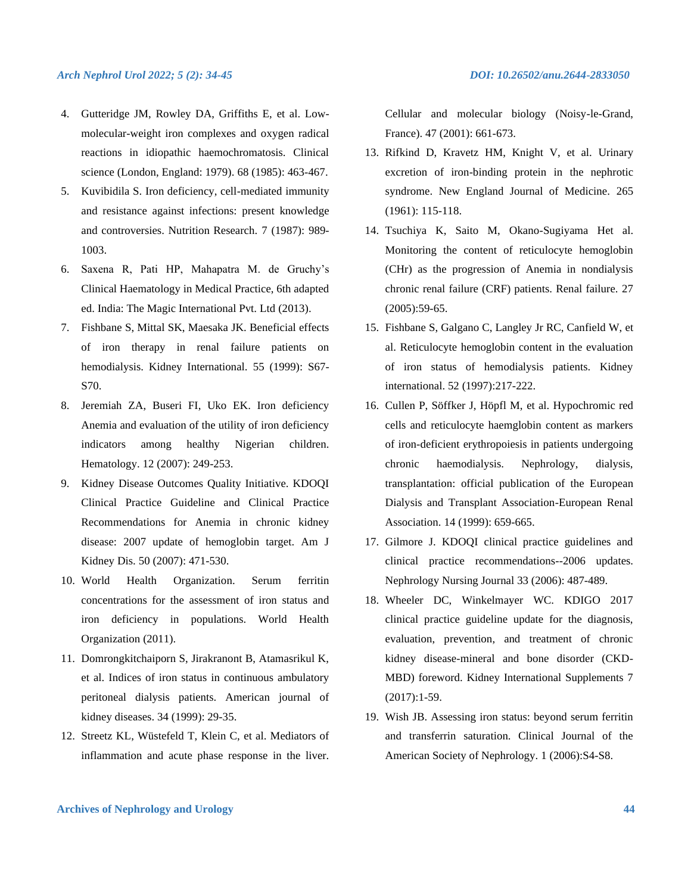4. Gutteridge JM, Rowley DA, Griffiths E, et al. Low-molecular-weight iron complexes and oxygen radical reactions in idiopathic haemochromatosis. Clinical science (London, England: 1979). 68 (1985): 463-467.
5. Kuvibidila S. Iron deficiency, cell-mediated immunity and resistance against infections: present knowledge and controversies. Nutrition Research. 7 (1987): 989-1003.
6. Saxena R, Pati HP, Mahapatra M. de Gruchy's Clinical Haematology in Medical Practice, 6th adapted ed. India: The Magic International Pvt. Ltd (2013).
7. Fishbane S, Mittal SK, Maesaka JK. Beneficial effects of iron therapy in renal failure patients on hemodialysis. Kidney International. 55 (1999): S67-S70.
8. Jeremiah ZA, Buseri FI, Uko EK. Iron deficiency Anemia and evaluation of the utility of iron deficiency indicators among healthy Nigerian children. Hematology. 12 (2007): 249-253.
9. Kidney Disease Outcomes Quality Initiative. KDOQI Clinical Practice Guideline and Clinical Practice Recommendations for Anemia in chronic kidney disease: 2007 update of hemoglobin target. Am J Kidney Dis. 50 (2007): 471-530.
10. World Health Organization. Serum ferritin concentrations for the assessment of iron status and iron deficiency in populations. World Health Organization (2011).
11. Domrongkitchaiporn S, Jirakranont B, Atamasrikul K, et al. Indices of iron status in continuous ambulatory peritoneal dialysis patients. American journal of kidney diseases. 34 (1999): 29-35.
12. Streetz KL, Wüstefeld T, Klein C, et al. Mediators of inflammation and acute phase response in the liver. Cellular and molecular biology (Noisy-le-Grand, France). 47 (2001): 661-673.
13. Rifkind D, Kravetz HM, Knight V, et al. Urinary excretion of iron-binding protein in the nephrotic syndrome. New England Journal of Medicine. 265 (1961): 115-118.
14. Tsuchiya K, Saito M, Okano-Sugiyama Het al. Monitoring the content of reticulocyte hemoglobin (CHr) as the progression of Anemia in nondialysis chronic renal failure (CRF) patients. Renal failure. 27 (2005):59-65.
15. Fishbane S, Galgano C, Langley Jr RC, Canfield W, et al. Reticulocyte hemoglobin content in the evaluation of iron status of hemodialysis patients. Kidney international. 52 (1997):217-222.
16. Cullen P, Söffker J, Höpfl M, et al. Hypochromic red cells and reticulocyte haemglobin content as markers of iron-deficient erythropoiesis in patients undergoing chronic haemodialysis. Nephrology, dialysis, transplantation: official publication of the European Dialysis and Transplant Association-European Renal Association. 14 (1999): 659-665.
17. Gilmore J. KDOQI clinical practice guidelines and clinical practice recommendations--2006 updates. Nephrology Nursing Journal 33 (2006): 487-489.
18. Wheeler DC, Winkelmayer WC. KDIGO 2017 clinical practice guideline update for the diagnosis, evaluation, prevention, and treatment of chronic kidney disease-mineral and bone disorder (CKD-MBD) foreword. Kidney International Supplements 7 (2017):1-59.
19. Wish JB. Assessing iron status: beyond serum ferritin and transferrin saturation. Clinical Journal of the American Society of Nephrology. 1 (2006):S4-S8.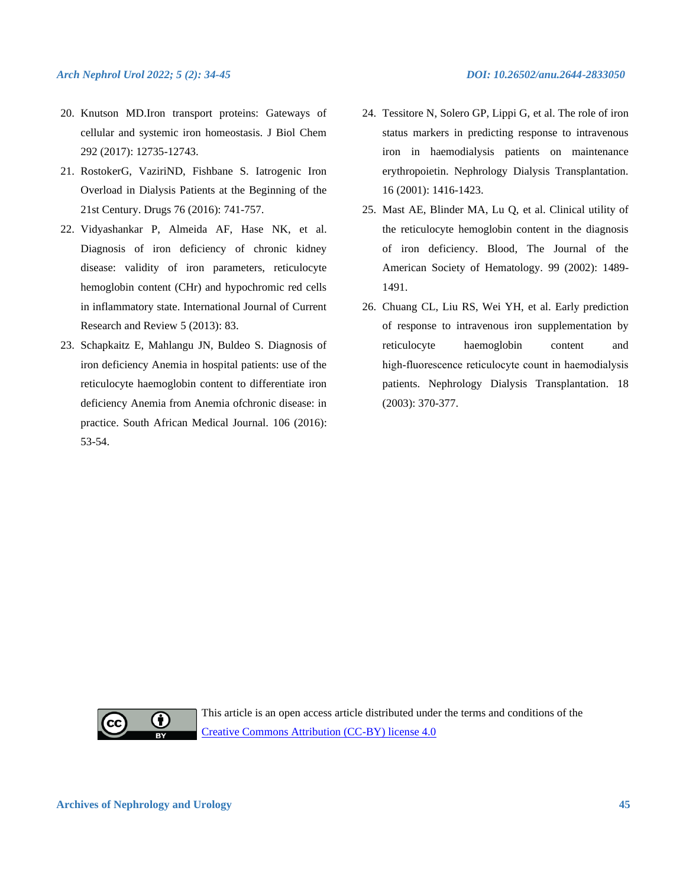20. Knutson MD.Iron transport proteins: Gateways of cellular and systemic iron homeostasis. J Biol Chem 292 (2017): 12735-12743.
21. RostokerG, VaziriND, Fishbane S. Iatrogenic Iron Overload in Dialysis Patients at the Beginning of the 21st Century. Drugs 76 (2016): 741-757.
22. Vidyashankar P, Almeida AF, Hase NK, et al. Diagnosis of iron deficiency of chronic kidney disease: validity of iron parameters, reticulocyte hemoglobin content (CHr) and hypochromic red cells in inflammatory state. International Journal of Current Research and Review 5 (2013): 83.
23. Schapkaitz E, Mahlangu JN, Buldeo S. Diagnosis of iron deficiency Anemia in hospital patients: use of the reticulocyte haemoglobin content to differentiate iron deficiency Anemia from Anemia ofchronic disease: in practice. South African Medical Journal. 106 (2016): 53-54.
24. Tessitore N, Solero GP, Lippi G, et al. The role of iron status markers in predicting response to intravenous iron in haemodialysis patients on maintenance erythropoietin. Nephrology Dialysis Transplantation. 16 (2001): 1416-1423.
25. Mast AE, Blinder MA, Lu Q, et al. Clinical utility of the reticulocyte hemoglobin content in the diagnosis of iron deficiency. Blood, The Journal of the American Society of Hematology. 99 (2002): 1489-1491.
26. Chuang CL, Liu RS, Wei YH, et al. Early prediction of response to intravenous iron supplementation by reticulocyte haemoglobin content and high-fluorescence reticulocyte count in haemodialysis patients. Nephrology Dialysis Transplantation. 18 (2003): 370-377.

This article is an open access article distributed under the terms and conditions of the [Creative Commons Attribution (CC-BY) license 4.0]